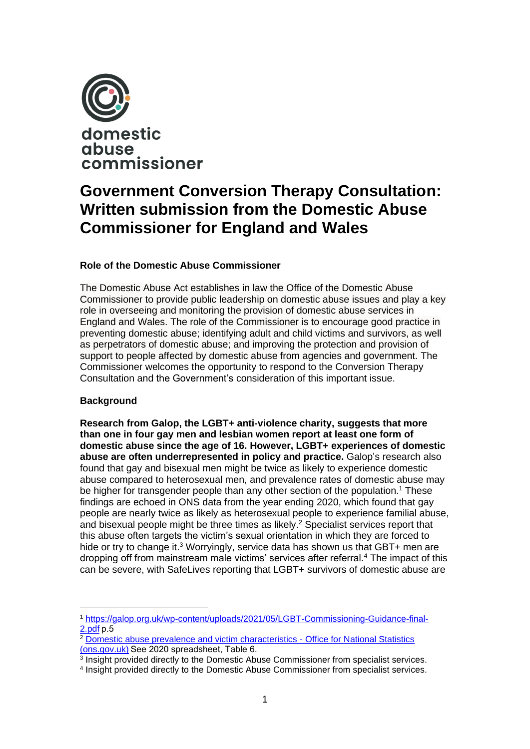domestic
abuse
commissioner

# Government Conversion Therapy Consultation: Written submission from the Domestic Abuse Commissioner for England and Wales

**Role of the Domestic Abuse Commissioner**

The Domestic Abuse Act establishes in law the Office of the Domestic Abuse Commissioner to provide public leadership on domestic abuse issues and play a key role in overseeing and monitoring the provision of domestic abuse services in England and Wales. The role of the Commissioner is to encourage good practice in preventing domestic abuse; identifying adult and child victims and survivors, as well as perpetrators of domestic abuse; and improving the protection and provision of support to people affected by domestic abuse from agencies and government. The Commissioner welcomes the opportunity to respond to the Conversion Therapy Consultation and the Government's consideration of this important issue.

**Background**

**Research from Galop, the LGBT+ anti-violence charity, suggests that more than one in four gay men and lesbian women report at least one form of domestic abuse since the age of 16. However, LGBT+ experiences of domestic abuse are often underrepresented in policy and practice.** Galop's research also found that gay and bisexual men might be twice as likely to experience domestic abuse compared to heterosexual men, and prevalence rates of domestic abuse may be higher for transgender people than any other section of the population.[1] These findings are echoed in ONS data from the year ending 2020, which found that gay people are nearly twice as likely as heterosexual people to experience familial abuse, and bisexual people might be three times as likely.[2] Specialist services report that this abuse often targets the victim's sexual orientation in which they are forced to hide or try to change it.[3] Worryingly, service data has shown us that GBT+ men are dropping off from mainstream male victims' services after referral.[4] The impact of this can be severe, with SafeLives reporting that LGBT+ survivors of domestic abuse are

[1] https://galop.org.uk/wp-content/uploads/2021/05/LGBT-Commissioning-Guidance-final-2.pdf p.5

[2] Domestic abuse prevalence and victim characteristics - Office for National Statistics (ons.gov.uk) See 2020 spreadsheet, Table 6.

[3] Insight provided directly to the Domestic Abuse Commissioner from specialist services.

[4] Insight provided directly to the Domestic Abuse Commissioner from specialist services.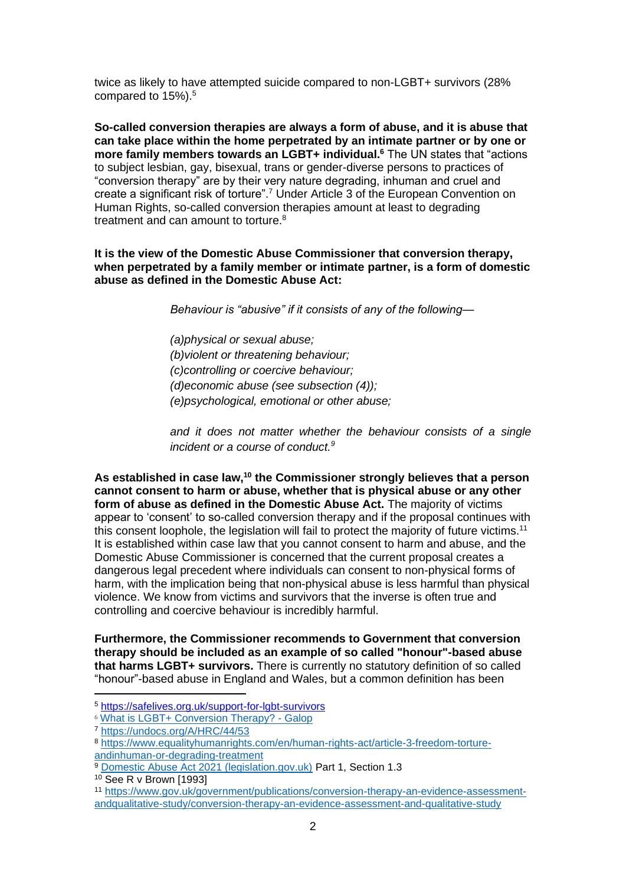twice as likely to have attempted suicide compared to non-LGBT+ survivors (28% compared to 15%).[5]

**So-called conversion therapies are always a form of abuse, and it is abuse that can take place within the home perpetrated by an intimate partner or by one or more family members towards an LGBT+ individual.[6]** The UN states that "actions to subject lesbian, gay, bisexual, trans or gender-diverse persons to practices of "conversion therapy" are by their very nature degrading, inhuman and cruel and create a significant risk of torture".[7] Under Article 3 of the European Convention on Human Rights, so-called conversion therapies amount at least to degrading treatment and can amount to torture.[8]

**It is the view of the Domestic Abuse Commissioner that conversion therapy, when perpetrated by a family member or intimate partner, is a form of domestic abuse as defined in the Domestic Abuse Act:**

> *Behaviour is "abusive" if it consists of any of the following—*
>
> *(a)physical or sexual abuse;*
> *(b)violent or threatening behaviour;*
> *(c)controlling or coercive behaviour;*
> *(d)economic abuse (see subsection (4));*
> *(e)psychological, emotional or other abuse;*
>
> *and it does not matter whether the behaviour consists of a single incident or a course of conduct.[9]*

**As established in case law,[10] the Commissioner strongly believes that a person cannot consent to harm or abuse, whether that is physical abuse or any other form of abuse as defined in the Domestic Abuse Act.** The majority of victims appear to 'consent' to so-called conversion therapy and if the proposal continues with this consent loophole, the legislation will fail to protect the majority of future victims.[11] It is established within case law that you cannot consent to harm and abuse, and the Domestic Abuse Commissioner is concerned that the current proposal creates a dangerous legal precedent where individuals can consent to non-physical forms of harm, with the implication being that non-physical abuse is less harmful than physical violence. We know from victims and survivors that the inverse is often true and controlling and coercive behaviour is incredibly harmful.

**Furthermore, the Commissioner recommends to Government that conversion therapy should be included as an example of so called "honour"-based abuse that harms LGBT+ survivors.** There is currently no statutory definition of so called "honour"-based abuse in England and Wales, but a common definition has been

---

[5] https://safelives.org.uk/support-for-lgbt-survivors
[6] What is LGBT+ Conversion Therapy? - Galop
[7] https://undocs.org/A/HRC/44/53
[8] https://www.equalityhumanrights.com/en/human-rights-act/article-3-freedom-torture-andinhuman-or-degrading-treatment
[9] Domestic Abuse Act 2021 (legislation.gov.uk) Part 1, Section 1.3
[10] See R v Brown [1993]
[11] https://www.gov.uk/government/publications/conversion-therapy-an-evidence-assessment-andqualitative-study/conversion-therapy-an-evidence-assessment-and-qualitative-study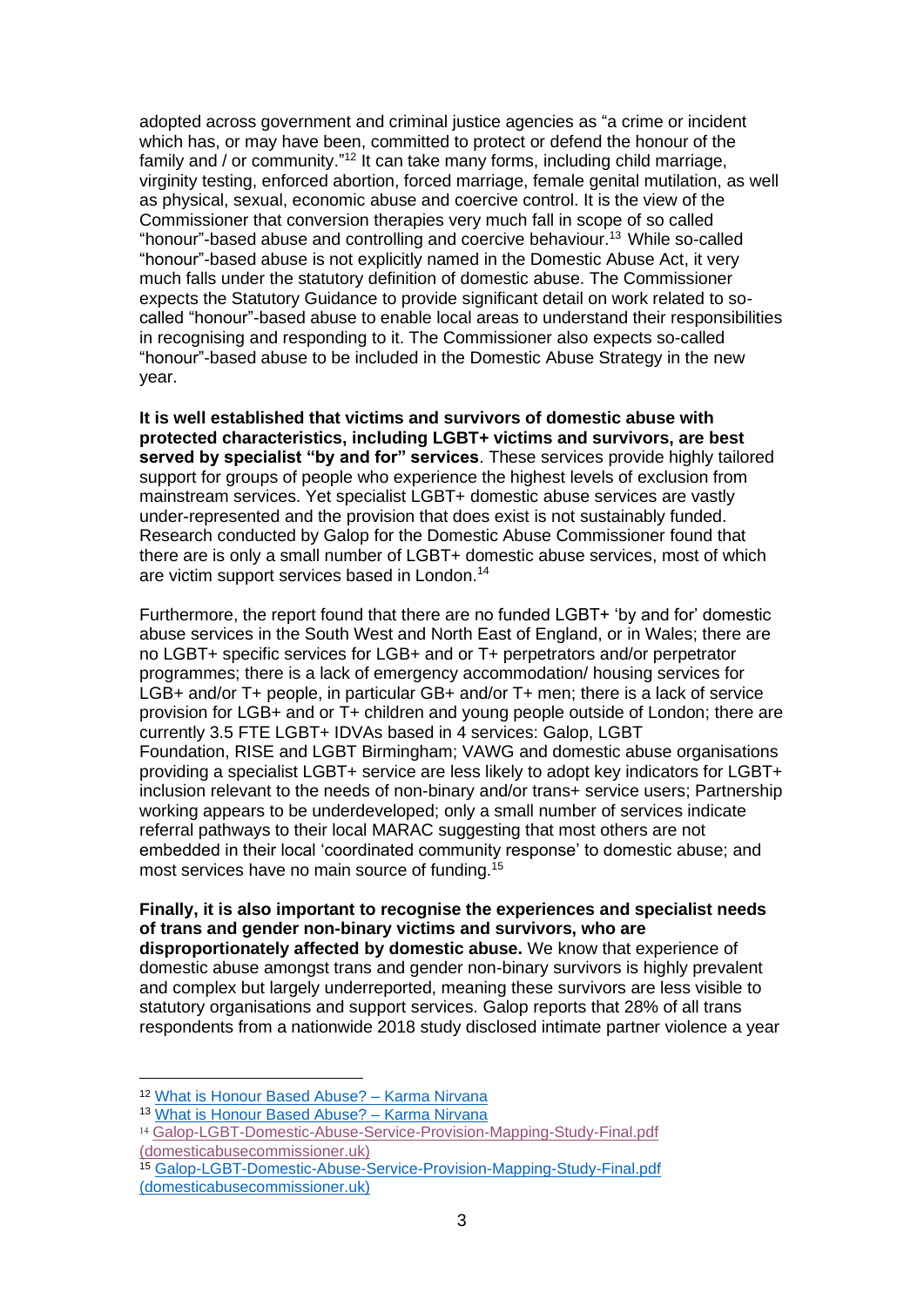adopted across government and criminal justice agencies as "a crime or incident which has, or may have been, committed to protect or defend the honour of the family and / or community."[12] It can take many forms, including child marriage, virginity testing, enforced abortion, forced marriage, female genital mutilation, as well as physical, sexual, economic abuse and coercive control. It is the view of the Commissioner that conversion therapies very much fall in scope of so called "honour"-based abuse and controlling and coercive behaviour.[13] While so-called "honour"-based abuse is not explicitly named in the Domestic Abuse Act, it very much falls under the statutory definition of domestic abuse. The Commissioner expects the Statutory Guidance to provide significant detail on work related to so-called "honour"-based abuse to enable local areas to understand their responsibilities in recognising and responding to it. The Commissioner also expects so-called "honour"-based abuse to be included in the Domestic Abuse Strategy in the new year.

**It is well established that victims and survivors of domestic abuse with protected characteristics, including LGBT+ victims and survivors, are best served by specialist "by and for" services**. These services provide highly tailored support for groups of people who experience the highest levels of exclusion from mainstream services. Yet specialist LGBT+ domestic abuse services are vastly under-represented and the provision that does exist is not sustainably funded. Research conducted by Galop for the Domestic Abuse Commissioner found that there are is only a small number of LGBT+ domestic abuse services, most of which are victim support services based in London.[14]

Furthermore, the report found that there are no funded LGBT+ 'by and for' domestic abuse services in the South West and North East of England, or in Wales; there are no LGBT+ specific services for LGB+ and or T+ perpetrators and/or perpetrator programmes; there is a lack of emergency accommodation/ housing services for LGB+ and/or T+ people, in particular GB+ and/or T+ men; there is a lack of service provision for LGB+ and or T+ children and young people outside of London; there are currently 3.5 FTE LGBT+ IDVAs based in 4 services: Galop, LGBT Foundation, RISE and LGBT Birmingham; VAWG and domestic abuse organisations providing a specialist LGBT+ service are less likely to adopt key indicators for LGBT+ inclusion relevant to the needs of non-binary and/or trans+ service users; Partnership working appears to be underdeveloped; only a small number of services indicate referral pathways to their local MARAC suggesting that most others are not embedded in their local 'coordinated community response' to domestic abuse; and most services have no main source of funding.[15]

**Finally, it is also important to recognise the experiences and specialist needs of trans and gender non-binary victims and survivors, who are disproportionately affected by domestic abuse.** We know that experience of domestic abuse amongst trans and gender non-binary survivors is highly prevalent and complex but largely underreported, meaning these survivors are less visible to statutory organisations and support services. Galop reports that 28% of all trans respondents from a nationwide 2018 study disclosed intimate partner violence a year

---

[12] What is Honour Based Abuse? – Karma Nirvana

[13] What is Honour Based Abuse? – Karma Nirvana

[14] Galop-LGBT-Domestic-Abuse-Service-Provision-Mapping-Study-Final.pdf (domesticabusecommissioner.uk)

[15] Galop-LGBT-Domestic-Abuse-Service-Provision-Mapping-Study-Final.pdf (domesticabusecommissioner.uk)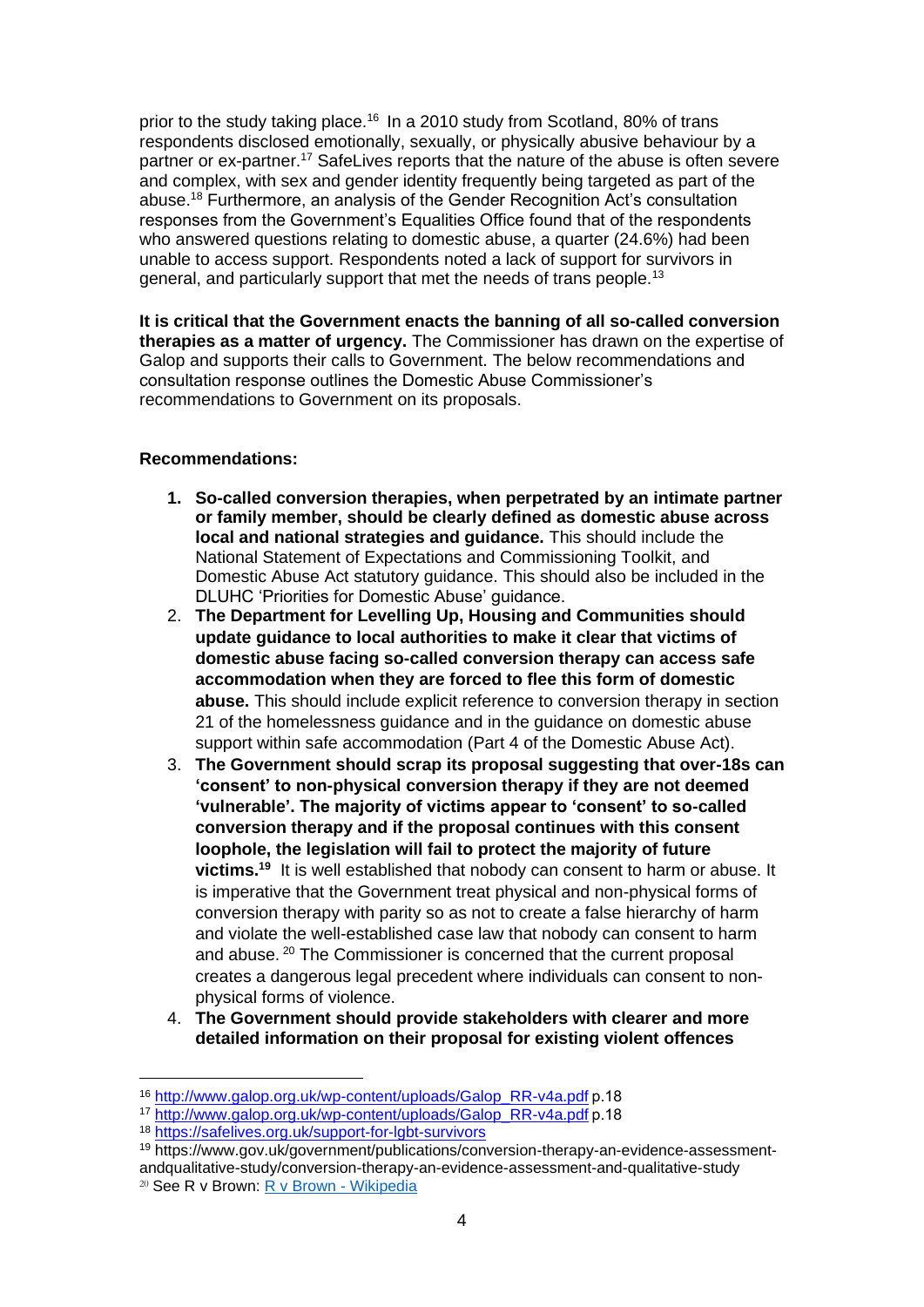prior to the study taking place.[16] In a 2010 study from Scotland, 80% of trans respondents disclosed emotionally, sexually, or physically abusive behaviour by a partner or ex-partner.[17] SafeLives reports that the nature of the abuse is often severe and complex, with sex and gender identity frequently being targeted as part of the abuse.[18] Furthermore, an analysis of the Gender Recognition Act's consultation responses from the Government's Equalities Office found that of the respondents who answered questions relating to domestic abuse, a quarter (24.6%) had been unable to access support. Respondents noted a lack of support for survivors in general, and particularly support that met the needs of trans people.[13]

**It is critical that the Government enacts the banning of all so-called conversion therapies as a matter of urgency.** The Commissioner has drawn on the expertise of Galop and supports their calls to Government. The below recommendations and consultation response outlines the Domestic Abuse Commissioner's recommendations to Government on its proposals.

**Recommendations:**

1. **So-called conversion therapies, when perpetrated by an intimate partner or family member, should be clearly defined as domestic abuse across local and national strategies and guidance.** This should include the National Statement of Expectations and Commissioning Toolkit, and Domestic Abuse Act statutory guidance. This should also be included in the DLUHC 'Priorities for Domestic Abuse' guidance.
2. **The Department for Levelling Up, Housing and Communities should update guidance to local authorities to make it clear that victims of domestic abuse facing so-called conversion therapy can access safe accommodation when they are forced to flee this form of domestic abuse.** This should include explicit reference to conversion therapy in section 21 of the homelessness guidance and in the guidance on domestic abuse support within safe accommodation (Part 4 of the Domestic Abuse Act).
3. **The Government should scrap its proposal suggesting that over-18s can 'consent' to non-physical conversion therapy if they are not deemed 'vulnerable'. The majority of victims appear to 'consent' to so-called conversion therapy and if the proposal continues with this consent loophole, the legislation will fail to protect the majority of future victims.**[19] It is well established that nobody can consent to harm or abuse. It is imperative that the Government treat physical and non-physical forms of conversion therapy with parity so as not to create a false hierarchy of harm and violate the well-established case law that nobody can consent to harm and abuse. [20] The Commissioner is concerned that the current proposal creates a dangerous legal precedent where individuals can consent to non-physical forms of violence.
4. **The Government should provide stakeholders with clearer and more detailed information on their proposal for existing violent offences**

---

[16] http://www.galop.org.uk/wp-content/uploads/Galop_RR-v4a.pdf p.18

[17] http://www.galop.org.uk/wp-content/uploads/Galop_RR-v4a.pdf p.18

[18] https://safelives.org.uk/support-for-lgbt-survivors

[19] https://www.gov.uk/government/publications/conversion-therapy-an-evidence-assessment-andqualitative-study/conversion-therapy-an-evidence-assessment-and-qualitative-study

[20] See R v Brown: R v Brown - Wikipedia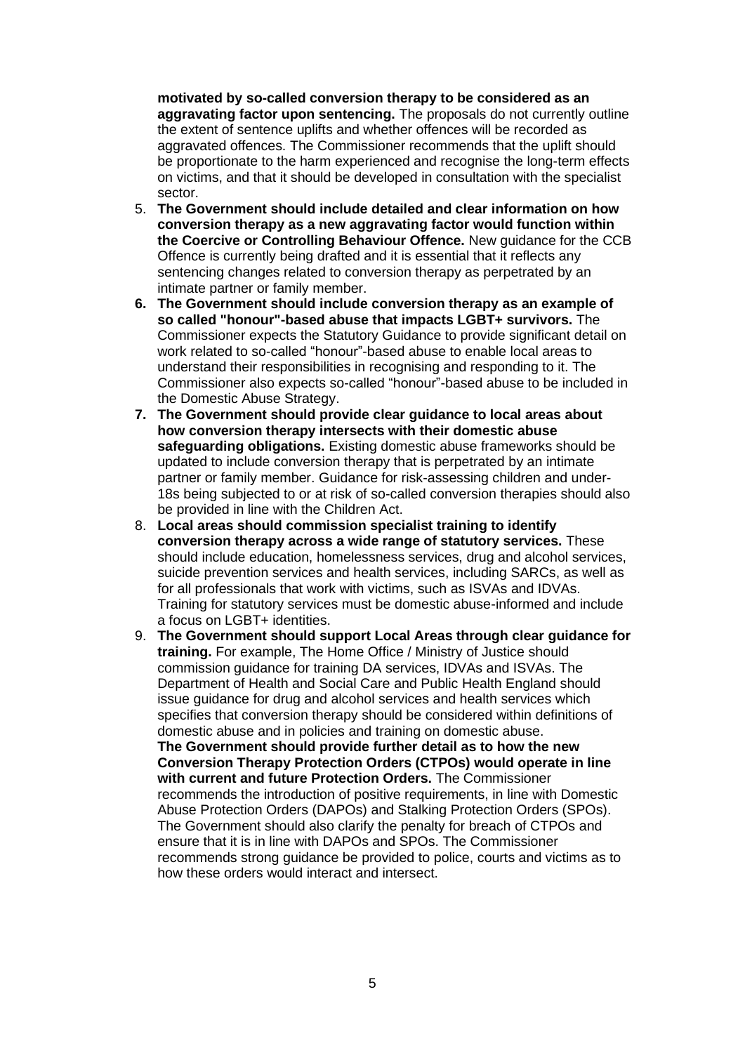**motivated by so-called conversion therapy to be considered as an aggravating factor upon sentencing.** The proposals do not currently outline the extent of sentence uplifts and whether offences will be recorded as aggravated offences. The Commissioner recommends that the uplift should be proportionate to the harm experienced and recognise the long-term effects on victims, and that it should be developed in consultation with the specialist sector.

5. **The Government should include detailed and clear information on how conversion therapy as a new aggravating factor would function within the Coercive or Controlling Behaviour Offence.** New guidance for the CCB Offence is currently being drafted and it is essential that it reflects any sentencing changes related to conversion therapy as perpetrated by an intimate partner or family member.
6. **The Government should include conversion therapy as an example of so called "honour"-based abuse that impacts LGBT+ survivors.** The Commissioner expects the Statutory Guidance to provide significant detail on work related to so-called "honour"-based abuse to enable local areas to understand their responsibilities in recognising and responding to it. The Commissioner also expects so-called "honour"-based abuse to be included in the Domestic Abuse Strategy.
7. **The Government should provide clear guidance to local areas about how conversion therapy intersects with their domestic abuse safeguarding obligations.** Existing domestic abuse frameworks should be updated to include conversion therapy that is perpetrated by an intimate partner or family member. Guidance for risk-assessing children and under-18s being subjected to or at risk of so-called conversion therapies should also be provided in line with the Children Act.
8. **Local areas should commission specialist training to identify conversion therapy across a wide range of statutory services.** These should include education, homelessness services, drug and alcohol services, suicide prevention services and health services, including SARCs, as well as for all professionals that work with victims, such as ISVAs and IDVAs. Training for statutory services must be domestic abuse-informed and include a focus on LGBT+ identities.
9. **The Government should support Local Areas through clear guidance for training.** For example, The Home Office / Ministry of Justice should commission guidance for training DA services, IDVAs and ISVAs. The Department of Health and Social Care and Public Health England should issue guidance for drug and alcohol services and health services which specifies that conversion therapy should be considered within definitions of domestic abuse and in policies and training on domestic abuse.
   **The Government should provide further detail as to how the new Conversion Therapy Protection Orders (CTPOs) would operate in line with current and future Protection Orders.** The Commissioner recommends the introduction of positive requirements, in line with Domestic Abuse Protection Orders (DAPOs) and Stalking Protection Orders (SPOs). The Government should also clarify the penalty for breach of CTPOs and ensure that it is in line with DAPOs and SPOs. The Commissioner recommends strong guidance be provided to police, courts and victims as to how these orders would interact and intersect.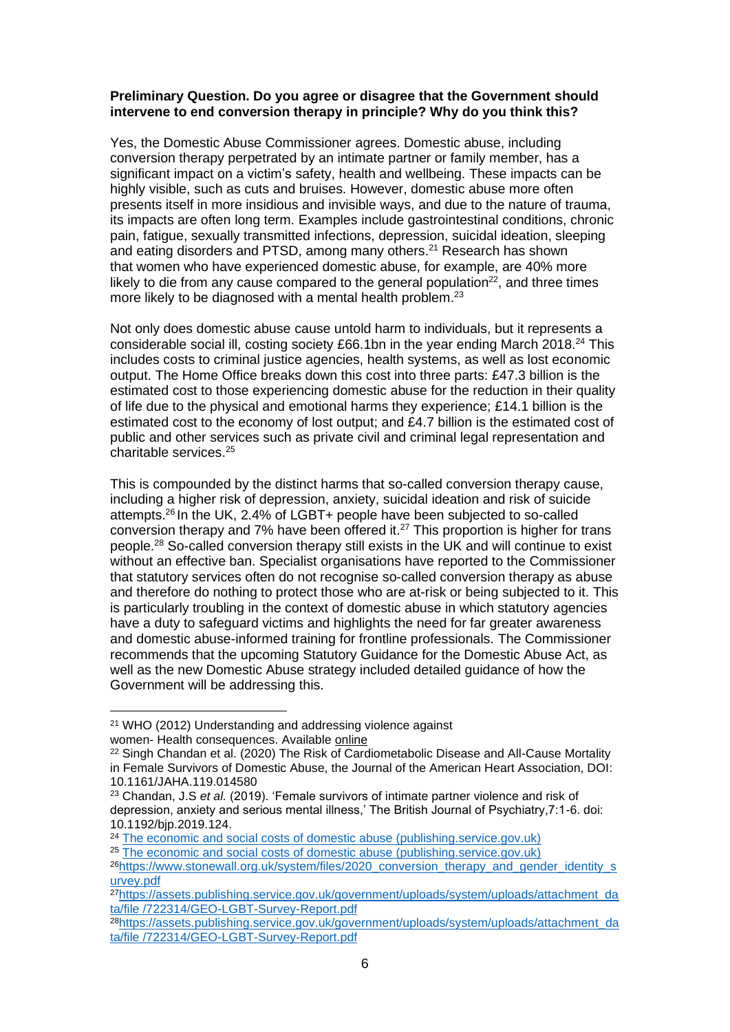**Preliminary Question. Do you agree or disagree that the Government should intervene to end conversion therapy in principle? Why do you think this?**

Yes, the Domestic Abuse Commissioner agrees. Domestic abuse, including conversion therapy perpetrated by an intimate partner or family member, has a significant impact on a victim's safety, health and wellbeing. These impacts can be highly visible, such as cuts and bruises. However, domestic abuse more often presents itself in more insidious and invisible ways, and due to the nature of trauma, its impacts are often long term. Examples include gastrointestinal conditions, chronic pain, fatigue, sexually transmitted infections, depression, suicidal ideation, sleeping and eating disorders and PTSD, among many others.[21] Research has shown that women who have experienced domestic abuse, for example, are 40% more likely to die from any cause compared to the general population[22], and three times more likely to be diagnosed with a mental health problem.[23]

Not only does domestic abuse cause untold harm to individuals, but it represents a considerable social ill, costing society £66.1bn in the year ending March 2018.[24] This includes costs to criminal justice agencies, health systems, as well as lost economic output. The Home Office breaks down this cost into three parts: £47.3 billion is the estimated cost to those experiencing domestic abuse for the reduction in their quality of life due to the physical and emotional harms they experience; £14.1 billion is the estimated cost to the economy of lost output; and £4.7 billion is the estimated cost of public and other services such as private civil and criminal legal representation and charitable services.[25]

This is compounded by the distinct harms that so-called conversion therapy cause, including a higher risk of depression, anxiety, suicidal ideation and risk of suicide attempts.[26] In the UK, 2.4% of LGBT+ people have been subjected to so-called conversion therapy and 7% have been offered it.[27] This proportion is higher for trans people.[28] So-called conversion therapy still exists in the UK and will continue to exist without an effective ban. Specialist organisations have reported to the Commissioner that statutory services often do not recognise so-called conversion therapy as abuse and therefore do nothing to protect those who are at-risk or being subjected to it. This is particularly troubling in the context of domestic abuse in which statutory agencies have a duty to safeguard victims and highlights the need for far greater awareness and domestic abuse-informed training for frontline professionals. The Commissioner recommends that the upcoming Statutory Guidance for the Domestic Abuse Act, as well as the new Domestic Abuse strategy included detailed guidance of how the Government will be addressing this.

---

[21] WHO (2012) Understanding and addressing violence against women- Health consequences. Available online

[22] Singh Chandan et al. (2020) The Risk of Cardiometabolic Disease and All-Cause Mortality in Female Survivors of Domestic Abuse, the Journal of the American Heart Association, DOI: 10.1161/JAHA.119.014580

[23] Chandan, J.S *et al.* (2019). 'Female survivors of intimate partner violence and risk of depression, anxiety and serious mental illness,' The British Journal of Psychiatry,7:1-6. doi: 10.1192/bjp.2019.124.

[24] The economic and social costs of domestic abuse (publishing.service.gov.uk)

[25] The economic and social costs of domestic abuse (publishing.service.gov.uk)

[26] https://www.stonewall.org.uk/system/files/2020_conversion_therapy_and_gender_identity_survey.pdf

[27] https://assets.publishing.service.gov.uk/government/uploads/system/uploads/attachment_data/file /722314/GEO-LGBT-Survey-Report.pdf

[28] https://assets.publishing.service.gov.uk/government/uploads/system/uploads/attachment_data/file /722314/GEO-LGBT-Survey-Report.pdf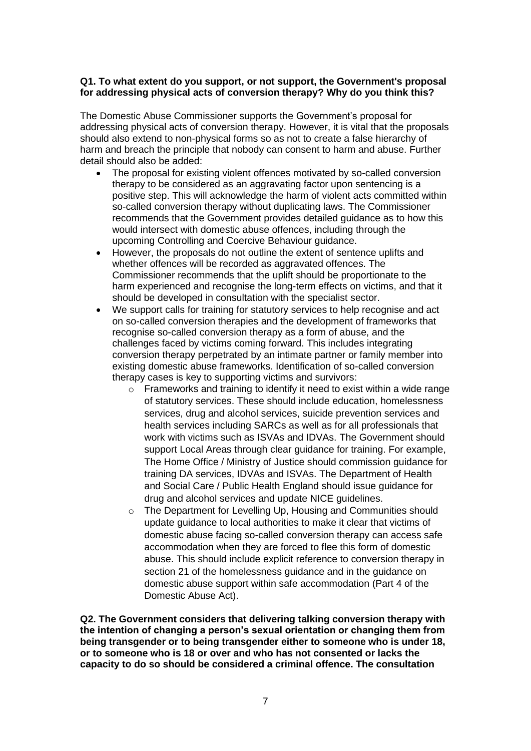**Q1. To what extent do you support, or not support, the Government's proposal for addressing physical acts of conversion therapy? Why do you think this?**

The Domestic Abuse Commissioner supports the Government's proposal for addressing physical acts of conversion therapy. However, it is vital that the proposals should also extend to non-physical forms so as not to create a false hierarchy of harm and breach the principle that nobody can consent to harm and abuse. Further detail should also be added:

- The proposal for existing violent offences motivated by so-called conversion therapy to be considered as an aggravating factor upon sentencing is a positive step. This will acknowledge the harm of violent acts committed within so-called conversion therapy without duplicating laws. The Commissioner recommends that the Government provides detailed guidance as to how this would intersect with domestic abuse offences, including through the upcoming Controlling and Coercive Behaviour guidance.
- However, the proposals do not outline the extent of sentence uplifts and whether offences will be recorded as aggravated offences. The Commissioner recommends that the uplift should be proportionate to the harm experienced and recognise the long-term effects on victims, and that it should be developed in consultation with the specialist sector.
- We support calls for training for statutory services to help recognise and act on so-called conversion therapies and the development of frameworks that recognise so-called conversion therapy as a form of abuse, and the challenges faced by victims coming forward. This includes integrating conversion therapy perpetrated by an intimate partner or family member into existing domestic abuse frameworks. Identification of so-called conversion therapy cases is key to supporting victims and survivors:
  - Frameworks and training to identify it need to exist within a wide range of statutory services. These should include education, homelessness services, drug and alcohol services, suicide prevention services and health services including SARCs as well as for all professionals that work with victims such as ISVAs and IDVAs. The Government should support Local Areas through clear guidance for training. For example, The Home Office / Ministry of Justice should commission guidance for training DA services, IDVAs and ISVAs. The Department of Health and Social Care / Public Health England should issue guidance for drug and alcohol services and update NICE guidelines.
  - The Department for Levelling Up, Housing and Communities should update guidance to local authorities to make it clear that victims of domestic abuse facing so-called conversion therapy can access safe accommodation when they are forced to flee this form of domestic abuse. This should include explicit reference to conversion therapy in section 21 of the homelessness guidance and in the guidance on domestic abuse support within safe accommodation (Part 4 of the Domestic Abuse Act).

**Q2. The Government considers that delivering talking conversion therapy with the intention of changing a person's sexual orientation or changing them from being transgender or to being transgender either to someone who is under 18, or to someone who is 18 or over and who has not consented or lacks the capacity to do so should be considered a criminal offence. The consultation**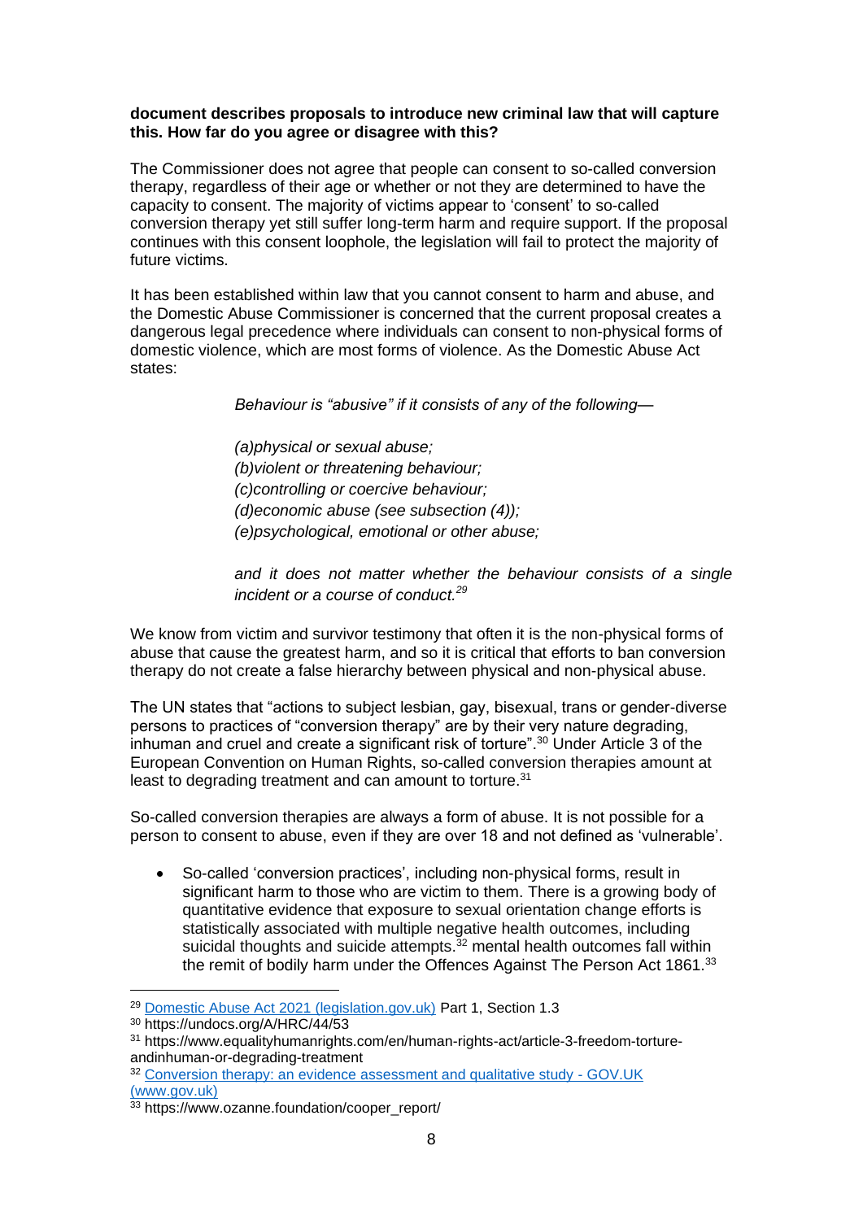**document describes proposals to introduce new criminal law that will capture this. How far do you agree or disagree with this?**

The Commissioner does not agree that people can consent to so-called conversion therapy, regardless of their age or whether or not they are determined to have the capacity to consent. The majority of victims appear to 'consent' to so-called conversion therapy yet still suffer long-term harm and require support. If the proposal continues with this consent loophole, the legislation will fail to protect the majority of future victims.

It has been established within law that you cannot consent to harm and abuse, and the Domestic Abuse Commissioner is concerned that the current proposal creates a dangerous legal precedence where individuals can consent to non-physical forms of domestic violence, which are most forms of violence. As the Domestic Abuse Act states:

> *Behaviour is "abusive" if it consists of any of the following—*
>
> *(a)physical or sexual abuse;*
> *(b)violent or threatening behaviour;*
> *(c)controlling or coercive behaviour;*
> *(d)economic abuse (see subsection (4));*
> *(e)psychological, emotional or other abuse;*
>
> *and it does not matter whether the behaviour consists of a single incident or a course of conduct.*[29]

We know from victim and survivor testimony that often it is the non-physical forms of abuse that cause the greatest harm, and so it is critical that efforts to ban conversion therapy do not create a false hierarchy between physical and non-physical abuse.

The UN states that "actions to subject lesbian, gay, bisexual, trans or gender-diverse persons to practices of "conversion therapy" are by their very nature degrading, inhuman and cruel and create a significant risk of torture".[30] Under Article 3 of the European Convention on Human Rights, so-called conversion therapies amount at least to degrading treatment and can amount to torture.[31]

So-called conversion therapies are always a form of abuse. It is not possible for a person to consent to abuse, even if they are over 18 and not defined as 'vulnerable'.

- So-called 'conversion practices', including non-physical forms, result in significant harm to those who are victim to them. There is a growing body of quantitative evidence that exposure to sexual orientation change efforts is statistically associated with multiple negative health outcomes, including suicidal thoughts and suicide attempts.[32] mental health outcomes fall within the remit of bodily harm under the Offences Against The Person Act 1861.[33]

---

[29] Domestic Abuse Act 2021 (legislation.gov.uk) Part 1, Section 1.3

[30] https://undocs.org/A/HRC/44/53

[31] https://www.equalityhumanrights.com/en/human-rights-act/article-3-freedom-torture-andinhuman-or-degrading-treatment

[32] Conversion therapy: an evidence assessment and qualitative study - GOV.UK (www.gov.uk)

[33] https://www.ozanne.foundation/cooper_report/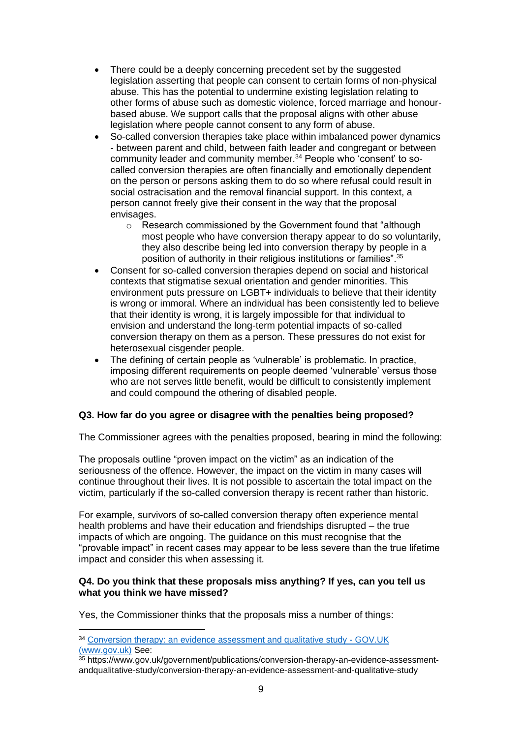- There could be a deeply concerning precedent set by the suggested legislation asserting that people can consent to certain forms of non-physical abuse. This has the potential to undermine existing legislation relating to other forms of abuse such as domestic violence, forced marriage and honour-based abuse. We support calls that the proposal aligns with other abuse legislation where people cannot consent to any form of abuse.
- So-called conversion therapies take place within imbalanced power dynamics - between parent and child, between faith leader and congregant or between community leader and community member.[34] People who 'consent' to so-called conversion therapies are often financially and emotionally dependent on the person or persons asking them to do so where refusal could result in social ostracisation and the removal financial support. In this context, a person cannot freely give their consent in the way that the proposal envisages.
    - Research commissioned by the Government found that "although most people who have conversion therapy appear to do so voluntarily, they also describe being led into conversion therapy by people in a position of authority in their religious institutions or families".[35]
- Consent for so-called conversion therapies depend on social and historical contexts that stigmatise sexual orientation and gender minorities. This environment puts pressure on LGBT+ individuals to believe that their identity is wrong or immoral. Where an individual has been consistently led to believe that their identity is wrong, it is largely impossible for that individual to envision and understand the long-term potential impacts of so-called conversion therapy on them as a person. These pressures do not exist for heterosexual cisgender people.
- The defining of certain people as 'vulnerable' is problematic. In practice, imposing different requirements on people deemed 'vulnerable' versus those who are not serves little benefit, would be difficult to consistently implement and could compound the othering of disabled people.

**Q3. How far do you agree or disagree with the penalties being proposed?**

The Commissioner agrees with the penalties proposed, bearing in mind the following:

The proposals outline "proven impact on the victim" as an indication of the seriousness of the offence. However, the impact on the victim in many cases will continue throughout their lives. It is not possible to ascertain the total impact on the victim, particularly if the so-called conversion therapy is recent rather than historic.

For example, survivors of so-called conversion therapy often experience mental health problems and have their education and friendships disrupted – the true impacts of which are ongoing. The guidance on this must recognise that the "provable impact" in recent cases may appear to be less severe than the true lifetime impact and consider this when assessing it.

**Q4. Do you think that these proposals miss anything? If yes, can you tell us what you think we have missed?**

Yes, the Commissioner thinks that the proposals miss a number of things:

---

[34] Conversion therapy: an evidence assessment and qualitative study - GOV.UK (www.gov.uk) See:

[35] https://www.gov.uk/government/publications/conversion-therapy-an-evidence-assessment-andqualitative-study/conversion-therapy-an-evidence-assessment-and-qualitative-study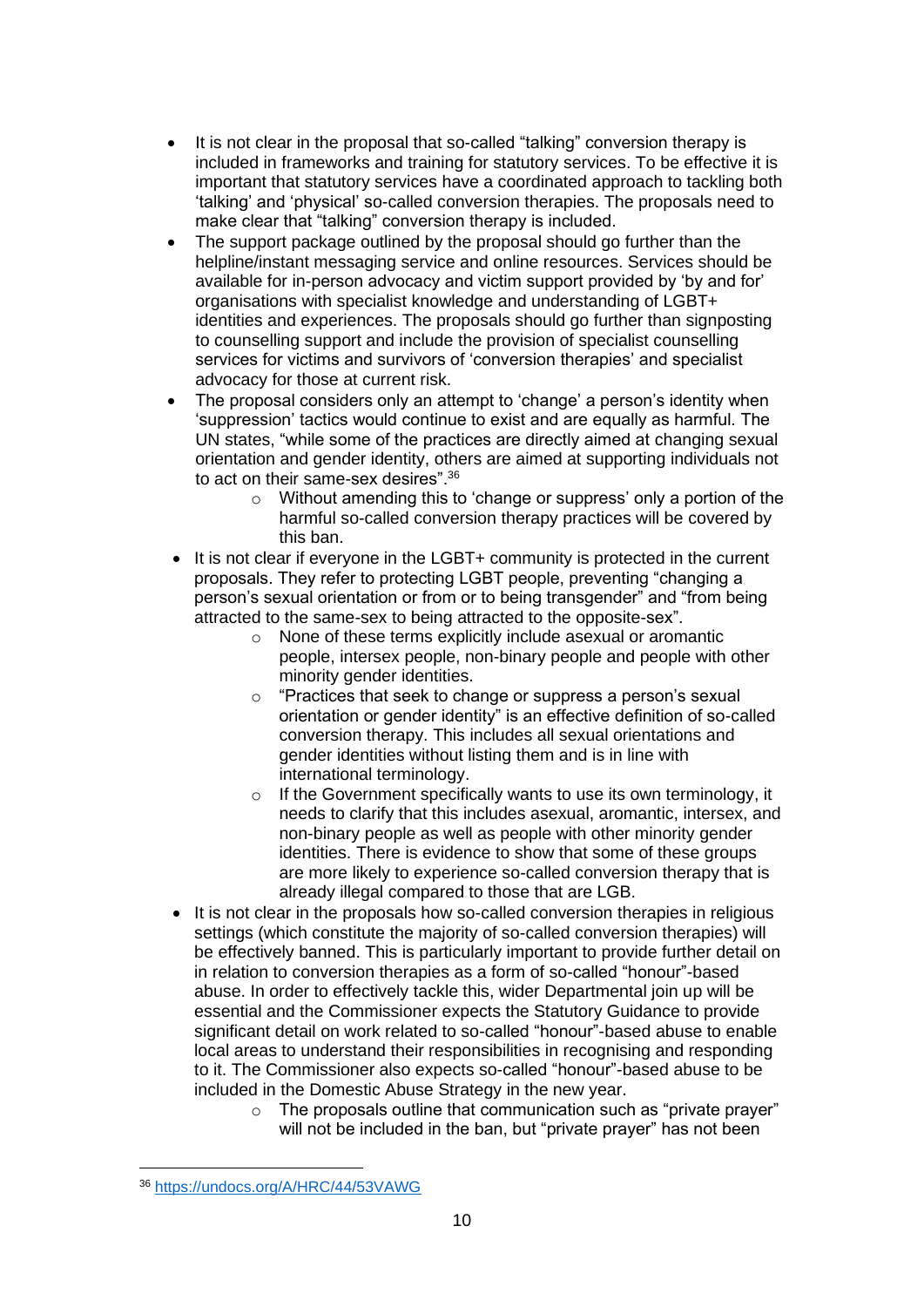- It is not clear in the proposal that so-called "talking" conversion therapy is included in frameworks and training for statutory services. To be effective it is important that statutory services have a coordinated approach to tackling both 'talking' and 'physical' so-called conversion therapies. The proposals need to make clear that "talking" conversion therapy is included.
- The support package outlined by the proposal should go further than the helpline/instant messaging service and online resources. Services should be available for in-person advocacy and victim support provided by 'by and for' organisations with specialist knowledge and understanding of LGBT+ identities and experiences. The proposals should go further than signposting to counselling support and include the provision of specialist counselling services for victims and survivors of 'conversion therapies' and specialist advocacy for those at current risk.
- The proposal considers only an attempt to 'change' a person's identity when 'suppression' tactics would continue to exist and are equally as harmful. The UN states, "while some of the practices are directly aimed at changing sexual orientation and gender identity, others are aimed at supporting individuals not to act on their same-sex desires".[36]
    - Without amending this to 'change or suppress' only a portion of the harmful so-called conversion therapy practices will be covered by this ban.
- It is not clear if everyone in the LGBT+ community is protected in the current proposals. They refer to protecting LGBT people, preventing "changing a person's sexual orientation or from or to being transgender" and "from being attracted to the same-sex to being attracted to the opposite-sex".
    - None of these terms explicitly include asexual or aromantic people, intersex people, non-binary people and people with other minority gender identities.
    - "Practices that seek to change or suppress a person's sexual orientation or gender identity" is an effective definition of so-called conversion therapy. This includes all sexual orientations and gender identities without listing them and is in line with international terminology.
    - If the Government specifically wants to use its own terminology, it needs to clarify that this includes asexual, aromantic, intersex, and non-binary people as well as people with other minority gender identities. There is evidence to show that some of these groups are more likely to experience so-called conversion therapy that is already illegal compared to those that are LGB.
- It is not clear in the proposals how so-called conversion therapies in religious settings (which constitute the majority of so-called conversion therapies) will be effectively banned. This is particularly important to provide further detail on in relation to conversion therapies as a form of so-called "honour"-based abuse. In order to effectively tackle this, wider Departmental join up will be essential and the Commissioner expects the Statutory Guidance to provide significant detail on work related to so-called "honour"-based abuse to enable local areas to understand their responsibilities in recognising and responding to it. The Commissioner also expects so-called "honour"-based abuse to be included in the Domestic Abuse Strategy in the new year.
    - The proposals outline that communication such as "private prayer" will not be included in the ban, but "private prayer" has not been

[36] https://undocs.org/A/HRC/44/53VAWG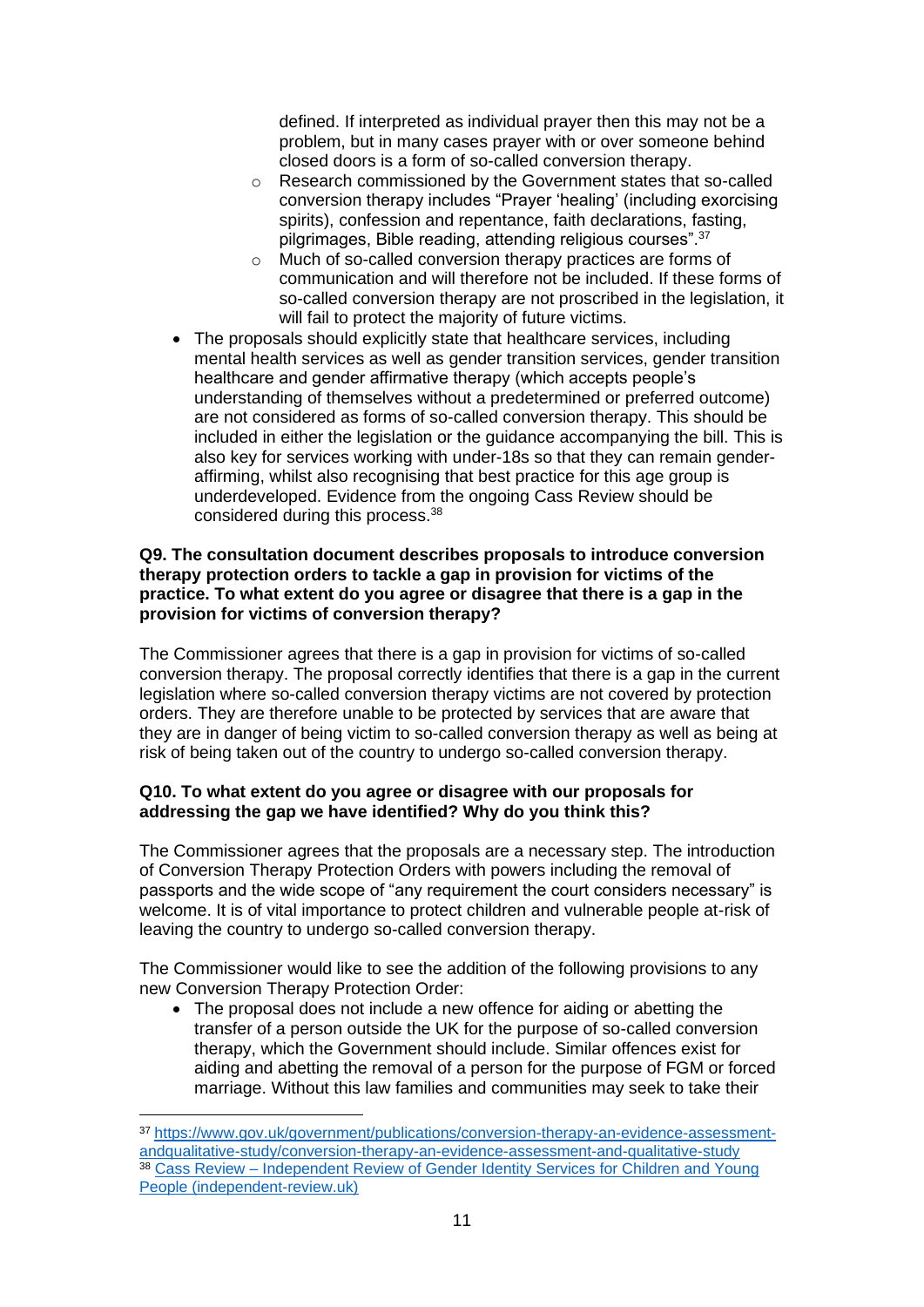defined. If interpreted as individual prayer then this may not be a problem, but in many cases prayer with or over someone behind closed doors is a form of so-called conversion therapy.

  - Research commissioned by the Government states that so-called conversion therapy includes "Prayer 'healing' (including exorcising spirits), confession and repentance, faith declarations, fasting, pilgrimages, Bible reading, attending religious courses".[37]
  - Much of so-called conversion therapy practices are forms of communication and will therefore not be included. If these forms of so-called conversion therapy are not proscribed in the legislation, it will fail to protect the majority of future victims.

- The proposals should explicitly state that healthcare services, including mental health services as well as gender transition services, gender transition healthcare and gender affirmative therapy (which accepts people's understanding of themselves without a predetermined or preferred outcome) are not considered as forms of so-called conversion therapy. This should be included in either the legislation or the guidance accompanying the bill. This is also key for services working with under-18s so that they can remain gender-affirming, whilst also recognising that best practice for this age group is underdeveloped. Evidence from the ongoing Cass Review should be considered during this process.[38]

**Q9. The consultation document describes proposals to introduce conversion therapy protection orders to tackle a gap in provision for victims of the practice. To what extent do you agree or disagree that there is a gap in the provision for victims of conversion therapy?**

The Commissioner agrees that there is a gap in provision for victims of so-called conversion therapy. The proposal correctly identifies that there is a gap in the current legislation where so-called conversion therapy victims are not covered by protection orders. They are therefore unable to be protected by services that are aware that they are in danger of being victim to so-called conversion therapy as well as being at risk of being taken out of the country to undergo so-called conversion therapy.

**Q10. To what extent do you agree or disagree with our proposals for addressing the gap we have identified? Why do you think this?**

The Commissioner agrees that the proposals are a necessary step. The introduction of Conversion Therapy Protection Orders with powers including the removal of passports and the wide scope of "any requirement the court considers necessary" is welcome. It is of vital importance to protect children and vulnerable people at-risk of leaving the country to undergo so-called conversion therapy.

The Commissioner would like to see the addition of the following provisions to any new Conversion Therapy Protection Order:

- The proposal does not include a new offence for aiding or abetting the transfer of a person outside the UK for the purpose of so-called conversion therapy, which the Government should include. Similar offences exist for aiding and abetting the removal of a person for the purpose of FGM or forced marriage. Without this law families and communities may seek to take their

---

[37] https://www.gov.uk/government/publications/conversion-therapy-an-evidence-assessment-andqualitative-study/conversion-therapy-an-evidence-assessment-and-qualitative-study

[38] Cass Review – Independent Review of Gender Identity Services for Children and Young People (independent-review.uk)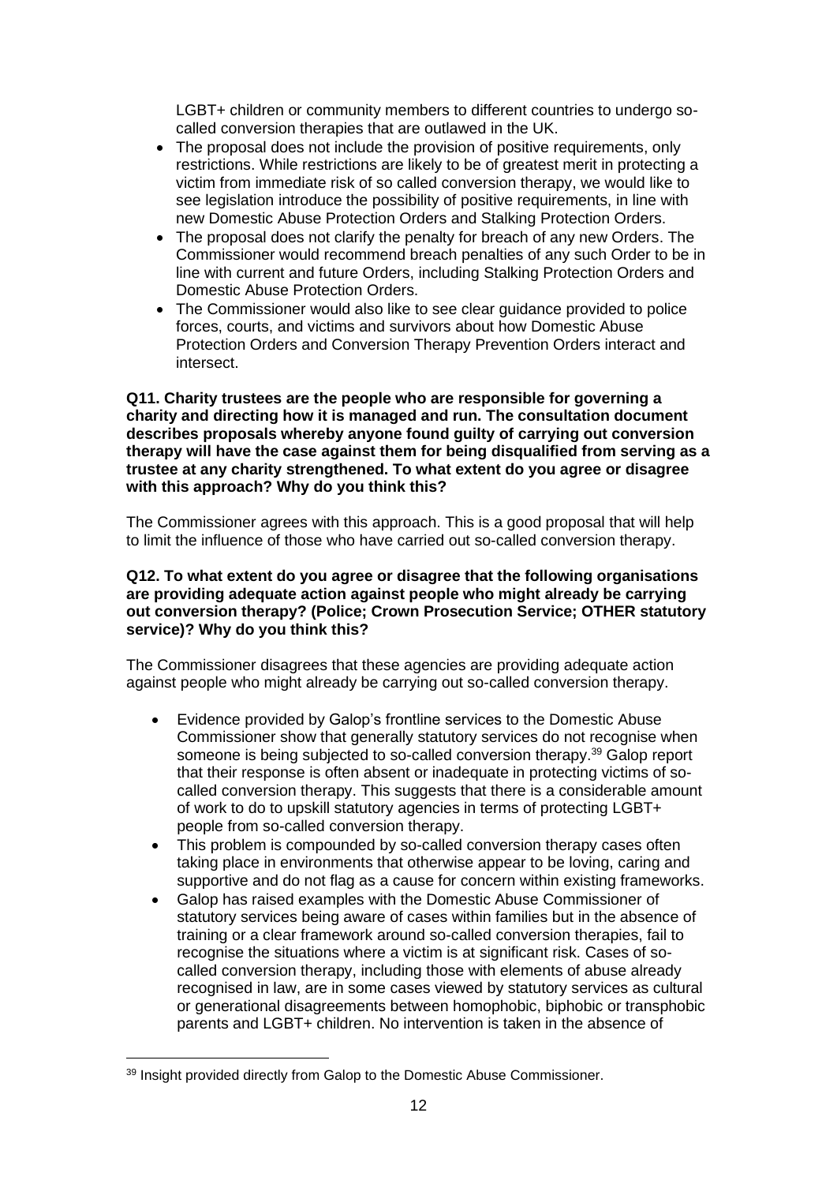LGBT+ children or community members to different countries to undergo so-called conversion therapies that are outlawed in the UK.

- The proposal does not include the provision of positive requirements, only restrictions. While restrictions are likely to be of greatest merit in protecting a victim from immediate risk of so called conversion therapy, we would like to see legislation introduce the possibility of positive requirements, in line with new Domestic Abuse Protection Orders and Stalking Protection Orders.
- The proposal does not clarify the penalty for breach of any new Orders. The Commissioner would recommend breach penalties of any such Order to be in line with current and future Orders, including Stalking Protection Orders and Domestic Abuse Protection Orders.
- The Commissioner would also like to see clear guidance provided to police forces, courts, and victims and survivors about how Domestic Abuse Protection Orders and Conversion Therapy Prevention Orders interact and intersect.

**Q11. Charity trustees are the people who are responsible for governing a charity and directing how it is managed and run. The consultation document describes proposals whereby anyone found guilty of carrying out conversion therapy will have the case against them for being disqualified from serving as a trustee at any charity strengthened. To what extent do you agree or disagree with this approach? Why do you think this?**

The Commissioner agrees with this approach. This is a good proposal that will help to limit the influence of those who have carried out so-called conversion therapy.

**Q12. To what extent do you agree or disagree that the following organisations are providing adequate action against people who might already be carrying out conversion therapy? (Police; Crown Prosecution Service; OTHER statutory service)? Why do you think this?**

The Commissioner disagrees that these agencies are providing adequate action against people who might already be carrying out so-called conversion therapy.

- Evidence provided by Galop's frontline services to the Domestic Abuse Commissioner show that generally statutory services do not recognise when someone is being subjected to so-called conversion therapy.[39] Galop report that their response is often absent or inadequate in protecting victims of so-called conversion therapy. This suggests that there is a considerable amount of work to do to upskill statutory agencies in terms of protecting LGBT+ people from so-called conversion therapy.
- This problem is compounded by so-called conversion therapy cases often taking place in environments that otherwise appear to be loving, caring and supportive and do not flag as a cause for concern within existing frameworks.
- Galop has raised examples with the Domestic Abuse Commissioner of statutory services being aware of cases within families but in the absence of training or a clear framework around so-called conversion therapies, fail to recognise the situations where a victim is at significant risk. Cases of so-called conversion therapy, including those with elements of abuse already recognised in law, are in some cases viewed by statutory services as cultural or generational disagreements between homophobic, biphobic or transphobic parents and LGBT+ children. No intervention is taken in the absence of

[39] Insight provided directly from Galop to the Domestic Abuse Commissioner.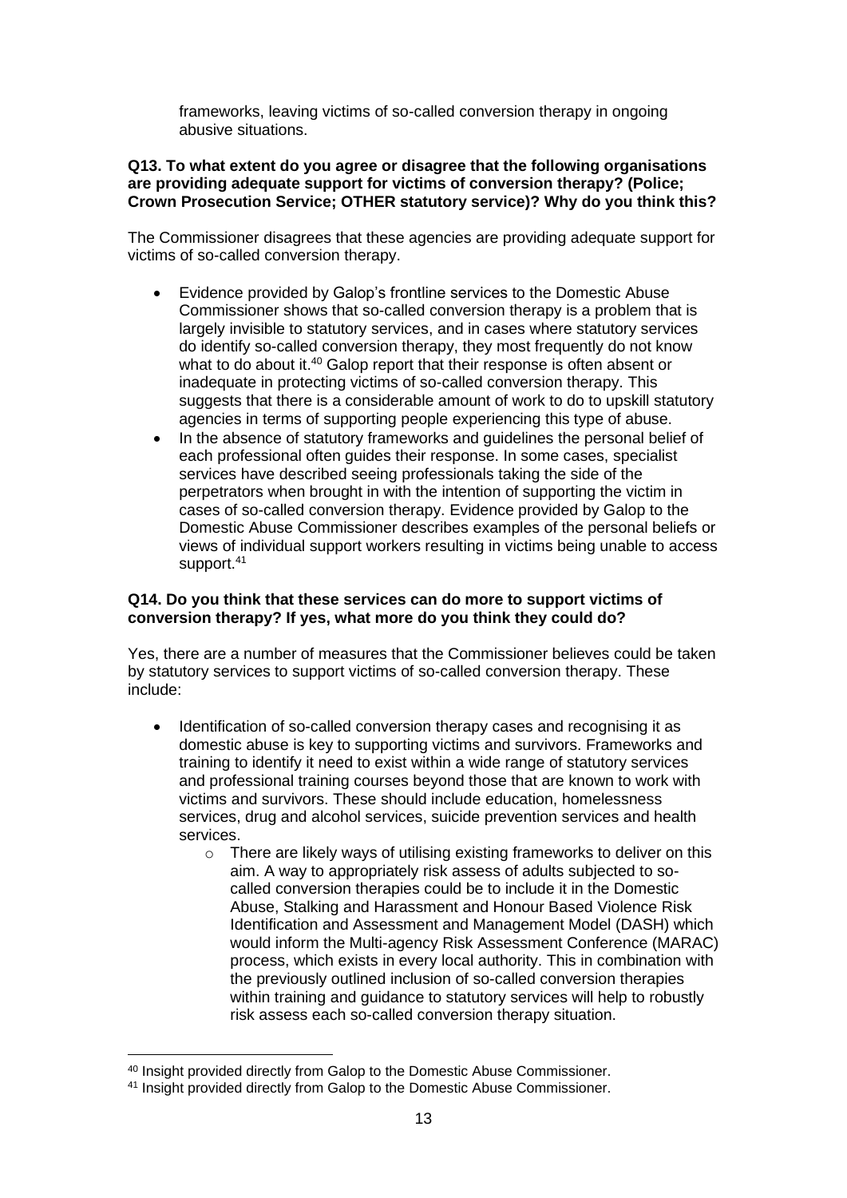frameworks, leaving victims of so-called conversion therapy in ongoing abusive situations.

**Q13. To what extent do you agree or disagree that the following organisations are providing adequate support for victims of conversion therapy? (Police; Crown Prosecution Service; OTHER statutory service)? Why do you think this?**

The Commissioner disagrees that these agencies are providing adequate support for victims of so-called conversion therapy.

- Evidence provided by Galop's frontline services to the Domestic Abuse Commissioner shows that so-called conversion therapy is a problem that is largely invisible to statutory services, and in cases where statutory services do identify so-called conversion therapy, they most frequently do not know what to do about it.[40] Galop report that their response is often absent or inadequate in protecting victims of so-called conversion therapy. This suggests that there is a considerable amount of work to do to upskill statutory agencies in terms of supporting people experiencing this type of abuse.
- In the absence of statutory frameworks and guidelines the personal belief of each professional often guides their response. In some cases, specialist services have described seeing professionals taking the side of the perpetrators when brought in with the intention of supporting the victim in cases of so-called conversion therapy. Evidence provided by Galop to the Domestic Abuse Commissioner describes examples of the personal beliefs or views of individual support workers resulting in victims being unable to access support.[41]

**Q14. Do you think that these services can do more to support victims of conversion therapy? If yes, what more do you think they could do?**

Yes, there are a number of measures that the Commissioner believes could be taken by statutory services to support victims of so-called conversion therapy. These include:

- Identification of so-called conversion therapy cases and recognising it as domestic abuse is key to supporting victims and survivors. Frameworks and training to identify it need to exist within a wide range of statutory services and professional training courses beyond those that are known to work with victims and survivors. These should include education, homelessness services, drug and alcohol services, suicide prevention services and health services.
    - There are likely ways of utilising existing frameworks to deliver on this aim. A way to appropriately risk assess of adults subjected to so-called conversion therapies could be to include it in the Domestic Abuse, Stalking and Harassment and Honour Based Violence Risk Identification and Assessment and Management Model (DASH) which would inform the Multi-agency Risk Assessment Conference (MARAC) process, which exists in every local authority. This in combination with the previously outlined inclusion of so-called conversion therapies within training and guidance to statutory services will help to robustly risk assess each so-called conversion therapy situation.

[40] Insight provided directly from Galop to the Domestic Abuse Commissioner.

[41] Insight provided directly from Galop to the Domestic Abuse Commissioner.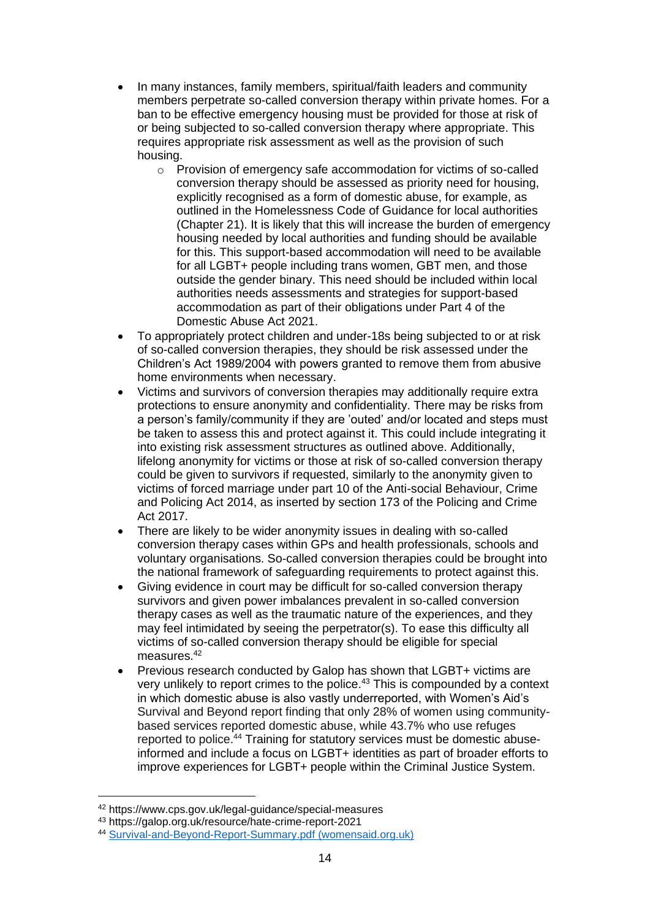- In many instances, family members, spiritual/faith leaders and community members perpetrate so-called conversion therapy within private homes. For a ban to be effective emergency housing must be provided for those at risk of or being subjected to so-called conversion therapy where appropriate. This requires appropriate risk assessment as well as the provision of such housing.
    - Provision of emergency safe accommodation for victims of so-called conversion therapy should be assessed as priority need for housing, explicitly recognised as a form of domestic abuse, for example, as outlined in the Homelessness Code of Guidance for local authorities (Chapter 21). It is likely that this will increase the burden of emergency housing needed by local authorities and funding should be available for this. This support-based accommodation will need to be available for all LGBT+ people including trans women, GBT men, and those outside the gender binary. This need should be included within local authorities needs assessments and strategies for support-based accommodation as part of their obligations under Part 4 of the Domestic Abuse Act 2021.
- To appropriately protect children and under-18s being subjected to or at risk of so-called conversion therapies, they should be risk assessed under the Children's Act 1989/2004 with powers granted to remove them from abusive home environments when necessary.
- Victims and survivors of conversion therapies may additionally require extra protections to ensure anonymity and confidentiality. There may be risks from a person's family/community if they are 'outed' and/or located and steps must be taken to assess this and protect against it. This could include integrating it into existing risk assessment structures as outlined above. Additionally, lifelong anonymity for victims or those at risk of so-called conversion therapy could be given to survivors if requested, similarly to the anonymity given to victims of forced marriage under part 10 of the Anti-social Behaviour, Crime and Policing Act 2014, as inserted by section 173 of the Policing and Crime Act 2017.
- There are likely to be wider anonymity issues in dealing with so-called conversion therapy cases within GPs and health professionals, schools and voluntary organisations. So-called conversion therapies could be brought into the national framework of safeguarding requirements to protect against this.
- Giving evidence in court may be difficult for so-called conversion therapy survivors and given power imbalances prevalent in so-called conversion therapy cases as well as the traumatic nature of the experiences, and they may feel intimidated by seeing the perpetrator(s). To ease this difficulty all victims of so-called conversion therapy should be eligible for special measures.[42]
- Previous research conducted by Galop has shown that LGBT+ victims are very unlikely to report crimes to the police.[43] This is compounded by a context in which domestic abuse is also vastly underreported, with Women's Aid's Survival and Beyond report finding that only 28% of women using community-based services reported domestic abuse, while 43.7% who use refuges reported to police.[44] Training for statutory services must be domestic abuse-informed and include a focus on LGBT+ identities as part of broader efforts to improve experiences for LGBT+ people within the Criminal Justice System.

---

[42] https://www.cps.gov.uk/legal-guidance/special-measures

[43] https://galop.org.uk/resource/hate-crime-report-2021

[44] Survival-and-Beyond-Report-Summary.pdf (womensaid.org.uk)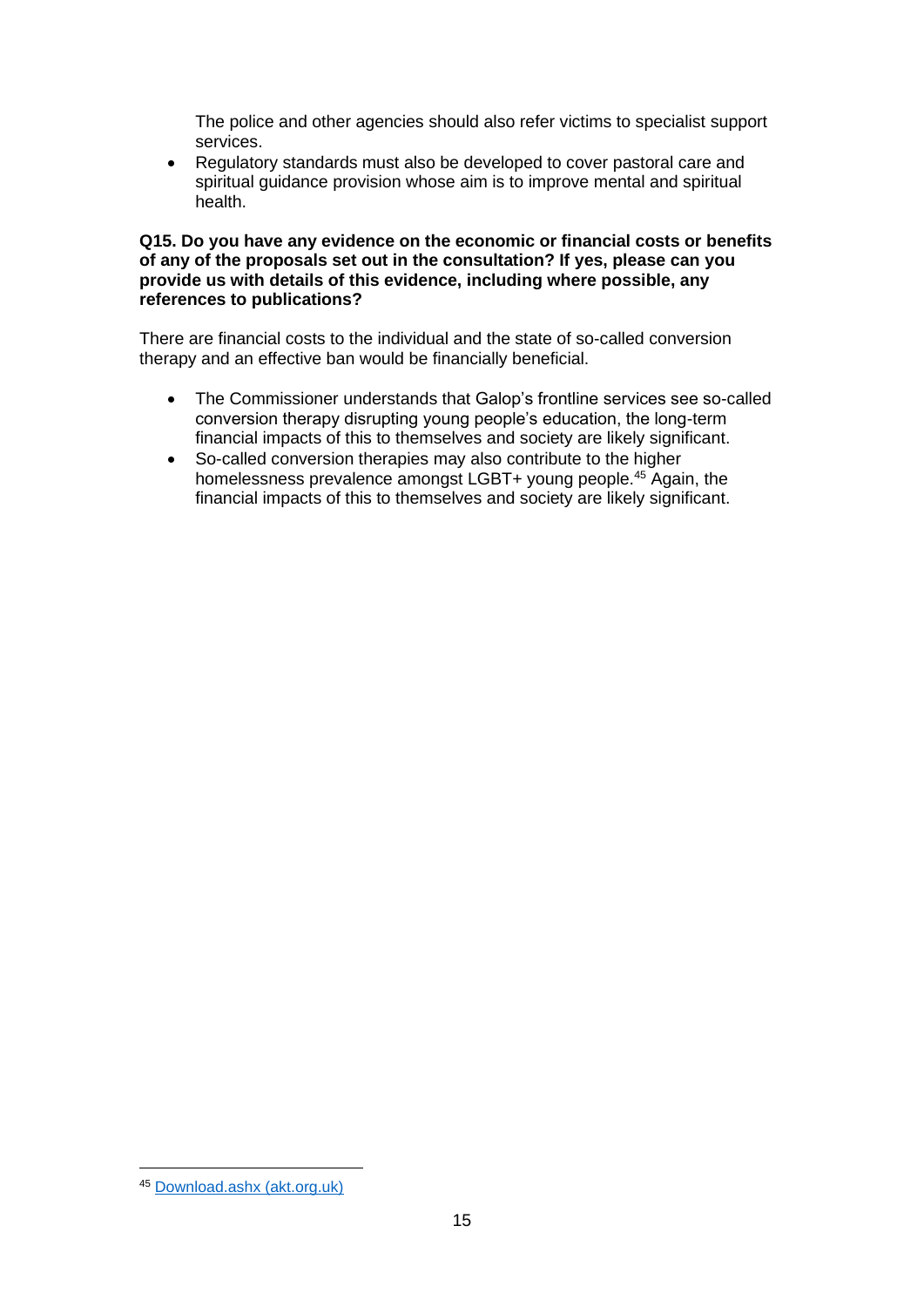The police and other agencies should also refer victims to specialist support services.

- Regulatory standards must also be developed to cover pastoral care and spiritual guidance provision whose aim is to improve mental and spiritual health.

**Q15. Do you have any evidence on the economic or financial costs or benefits of any of the proposals set out in the consultation? If yes, please can you provide us with details of this evidence, including where possible, any references to publications?**

There are financial costs to the individual and the state of so-called conversion therapy and an effective ban would be financially beneficial.

- The Commissioner understands that Galop's frontline services see so-called conversion therapy disrupting young people's education, the long-term financial impacts of this to themselves and society are likely significant.
- So-called conversion therapies may also contribute to the higher homelessness prevalence amongst LGBT+ young people.[45] Again, the financial impacts of this to themselves and society are likely significant.

---

[45] Download.ashx (akt.org.uk)